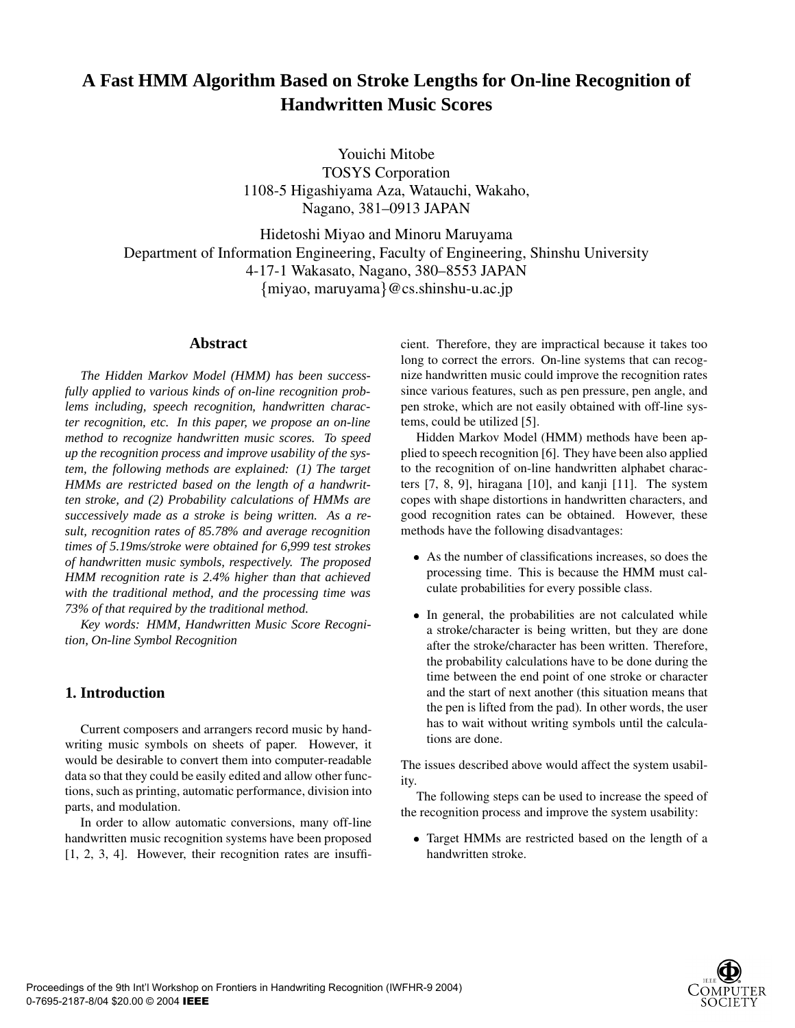# A Fast HMM Algorithm Based on Stroke Lengths for On-line Recognition of Handwritten Music Scores

Youichi Mitobe
TOSYS Corporation
1108-5 Higashiyama Aza, Watauchi, Wakaho,
Nagano, 381–0913 JAPAN

Hidetoshi Miyao and Minoru Maruyama
Department of Information Engineering, Faculty of Engineering, Shinshu University
4-17-1 Wakasato, Nagano, 380–8553 JAPAN
{miyao, maruyama}@cs.shinshu-u.ac.jp

## Abstract

*The Hidden Markov Model (HMM) has been successfully applied to various kinds of on-line recognition problems including, speech recognition, handwritten character recognition, etc. In this paper, we propose an on-line method to recognize handwritten music scores. To speed up the recognition process and improve usability of the system, the following methods are explained: (1) The target HMMs are restricted based on the length of a handwritten stroke, and (2) Probability calculations of HMMs are successively made as a stroke is being written. As a result, recognition rates of 85.78% and average recognition times of 5.19ms/stroke were obtained for 6,999 test strokes of handwritten music symbols, respectively. The proposed HMM recognition rate is 2.4% higher than that achieved with the traditional method, and the processing time was 73% of that required by the traditional method.*

*Key words: HMM, Handwritten Music Score Recognition, On-line Symbol Recognition*

## 1. Introduction

Current composers and arrangers record music by handwriting music symbols on sheets of paper. However, it would be desirable to convert them into computer-readable data so that they could be easily edited and allow other functions, such as printing, automatic performance, division into parts, and modulation.

In order to allow automatic conversions, many off-line handwritten music recognition systems have been proposed [1, 2, 3, 4]. However, their recognition rates are insufficient. Therefore, they are impractical because it takes too long to correct the errors. On-line systems that can recognize handwritten music could improve the recognition rates since various features, such as pen pressure, pen angle, and pen stroke, which are not easily obtained with off-line systems, could be utilized [5].

Hidden Markov Model (HMM) methods have been applied to speech recognition [6]. They have been also applied to the recognition of on-line handwritten alphabet characters [7, 8, 9], hiragana [10], and kanji [11]. The system copes with shape distortions in handwritten characters, and good recognition rates can be obtained. However, these methods have the following disadvantages:

- As the number of classifications increases, so does the processing time. This is because the HMM must calculate probabilities for every possible class.
- In general, the probabilities are not calculated while a stroke/character is being written, but they are done after the stroke/character has been written. Therefore, the probability calculations have to be done during the time between the end point of one stroke or character and the start of next another (this situation means that the pen is lifted from the pad). In other words, the user has to wait without writing symbols until the calculations are done.

The issues described above would affect the system usability.

The following steps can be used to increase the speed of the recognition process and improve the system usability:

- Target HMMs are restricted based on the length of a handwritten stroke.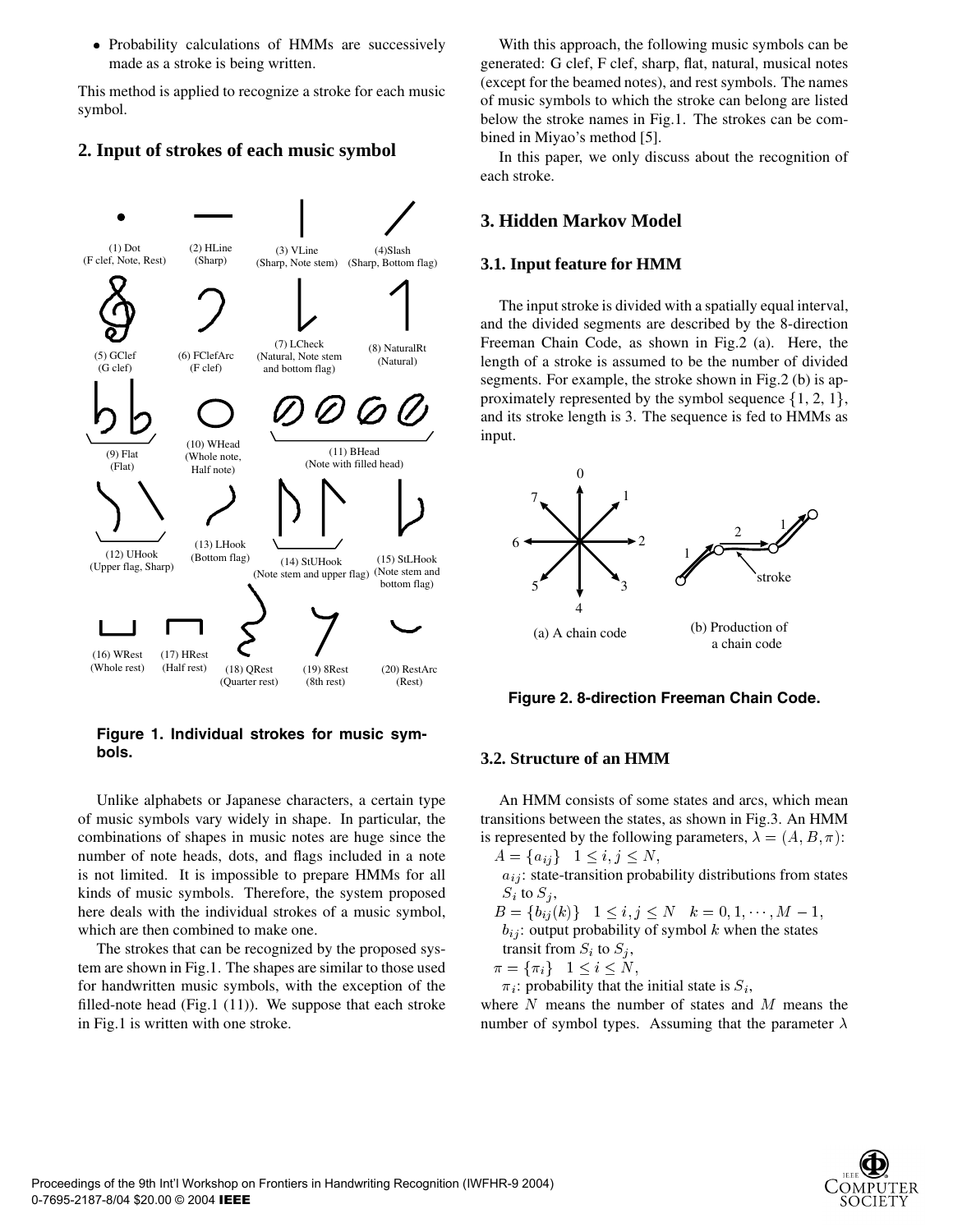- Probability calculations of HMMs are successively made as a stroke is being written.

This method is applied to recognize a stroke for each music symbol.

## 2. Input of strokes of each music symbol

(1) Dot
(F clef, Note, Rest)

(2) HLine
(Sharp)

(3) VLine
(Sharp, Note stem)

(4)Slash
(Sharp, Bottom flag)

(5) GClef
(G clef)

(6) FClefArc
(F clef)

(7) LCheck
(Natural, Note stem and bottom flag)

(8) NaturalRt
(Natural)

(9) Flat
(Flat)

(10) WHead
(Whole note, Half note)

(11) BHead
(Note with filled head)

(12) UHook
(Upper flag, Sharp)

(13) LHook
(Bottom flag)

(14) StUHook
(Note stem and upper flag)

(15) StLHook
(Note stem and bottom flag)

(16) WRest
(Whole rest)

(17) HRest
(Half rest)

(18) QRest
(Quarter rest)

(19) 8Rest
(8th rest)

(20) RestArc
(Rest)

**Figure 1. Individual strokes for music symbols.**

Unlike alphabets or Japanese characters, a certain type of music symbols vary widely in shape. In particular, the combinations of shapes in music notes are huge since the number of note heads, dots, and flags included in a note is not limited. It is impossible to prepare HMMs for all kinds of music symbols. Therefore, the system proposed here deals with the individual strokes of a music symbol, which are then combined to make one.

The strokes that can be recognized by the proposed system are shown in Fig.1. The shapes are similar to those used for handwritten music symbols, with the exception of the filled-note head (Fig.1 (11)). We suppose that each stroke in Fig.1 is written with one stroke.

With this approach, the following music symbols can be generated: G clef, F clef, sharp, flat, natural, musical notes (except for the beamed notes), and rest symbols. The names of music symbols to which the stroke can belong are listed below the stroke names in Fig.1. The strokes can be combined in Miyao's method [5].

In this paper, we only discuss about the recognition of each stroke.

## 3. Hidden Markov Model

### 3.1. Input feature for HMM

The input stroke is divided with a spatially equal interval, and the divided segments are described by the 8-direction Freeman Chain Code, as shown in Fig.2 (a). Here, the length of a stroke is assumed to be the number of divided segments. For example, the stroke shown in Fig.2 (b) is approximately represented by the symbol sequence $\{1, 2, 1\}$, and its stroke length is 3. The sequence is fed to HMMs as input.

0
1
2
3
4
5
6
7
1
2
1
stroke

(a) A chain code

(b) Production of a chain code

**Figure 2. 8-direction Freeman Chain Code.**

### 3.2. Structure of an HMM

An HMM consists of some states and arcs, which mean transitions between the states, as shown in Fig.3. An HMM is represented by the following parameters, $\lambda = (A, B, \pi)$:

$A = \{a_{ij}\} \quad 1 \leq i, j \leq N$,

$a_{ij}$: state-transition probability distributions from states $S_i$ to $S_j$,

$B = \{b_{ij}(k)\} \quad 1 \leq i, j \leq N \quad k = 0, 1, \cdots, M-1$,

$b_{ij}$: output probability of symbol $k$ when the states transit from $S_i$ to $S_j$,

$\pi = \{\pi_i\} \quad 1 \leq i \leq N$,

$\pi_i$: probability that the initial state is $S_i$,

where $N$ means the number of states and $M$ means the number of symbol types. Assuming that the parameter $\lambda$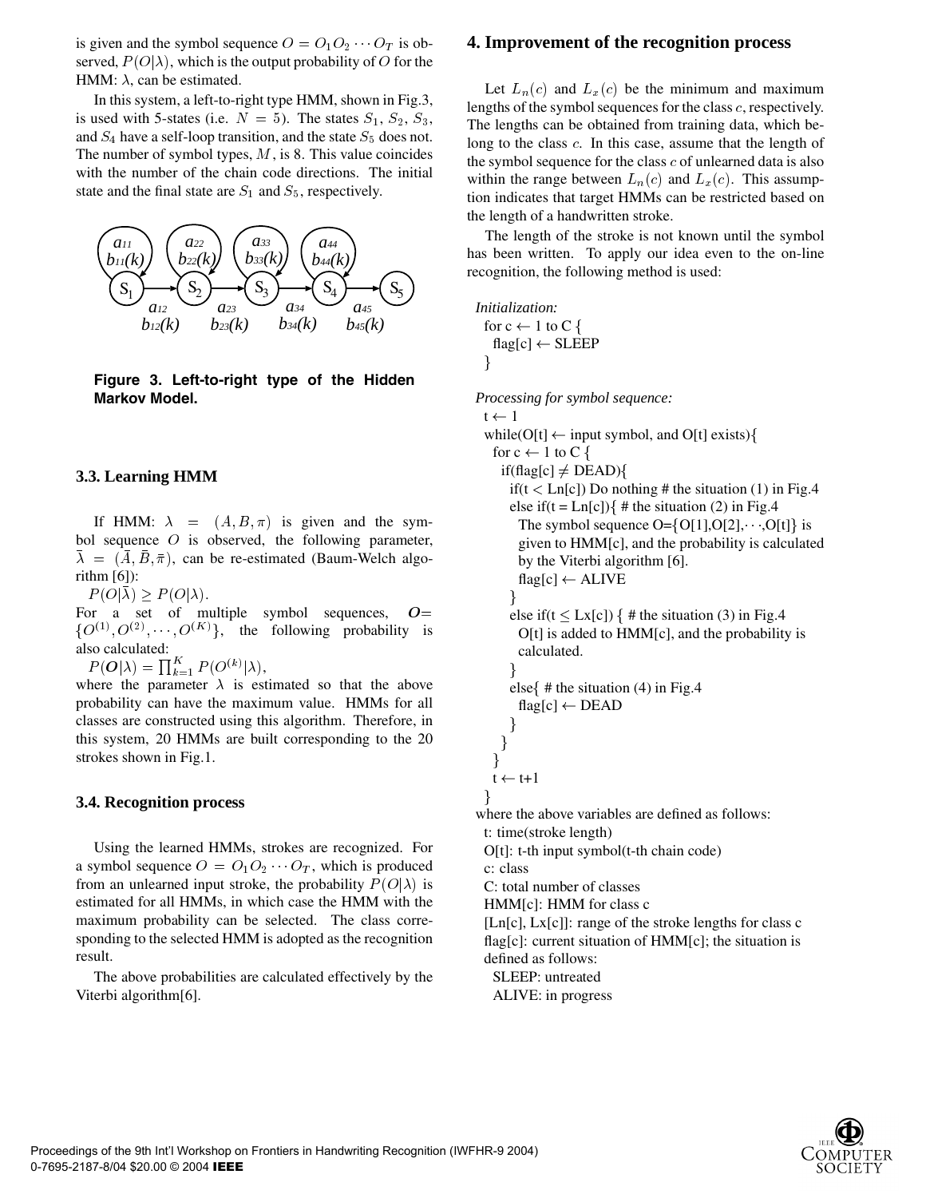is given and the symbol sequence $O = O_1 O_2 \cdots O_T$ is observed, $P(O|\lambda)$, which is the output probability of $O$ for the HMM: $\lambda$, can be estimated.

In this system, a left-to-right type HMM, shown in Fig.3, is used with 5-states (i.e. $N = 5$). The states $S_1$, $S_2$, $S_3$, and $S_4$ have a self-loop transition, and the state $S_5$ does not. The number of symbol types, $M$, is 8. This value coincides with the number of the chain code directions. The initial state and the final state are $S_1$ and $S_5$, respectively.

$a_{11}$ $b_{11}(k)$ $a_{22}$ $b_{22}(k)$ $a_{33}$ $b_{33}(k)$ $a_{44}$ $b_{44}(k)$

$S_1$ $S_2$ $S_3$ $S_4$ $S_5$

$a_{12}$ $b_{12}(k)$ $a_{23}$ $b_{23}(k)$ $a_{34}$ $b_{34}(k)$ $a_{45}$ $b_{45}(k)$

**Figure 3. Left-to-right type of the Hidden Markov Model.**

### 3.3. Learning HMM

If HMM: $\lambda = (A, B, \pi)$ is given and the symbol sequence $O$ is observed, the following parameter, $\bar{\lambda} = (\bar{A}, \bar{B}, \bar{\pi})$, can be re-estimated (Baum-Welch algorithm [6]):

$P(O|\bar{\lambda}) \geq P(O|\lambda)$.

For a set of multiple symbol sequences, $\boldsymbol{O} = \{O^{(1)}, O^{(2)}, \cdots, O^{(K)}\}$, the following probability is also calculated:

$P(\boldsymbol{O}|\lambda) = \prod_{k=1}^{K} P(O^{(k)}|\lambda)$,

where the parameter $\lambda$ is estimated so that the above probability can have the maximum value. HMMs for all classes are constructed using this algorithm. Therefore, in this system, 20 HMMs are built corresponding to the 20 strokes shown in Fig.1.

### 3.4. Recognition process

Using the learned HMMs, strokes are recognized. For a symbol sequence $O = O_1 O_2 \cdots O_T$, which is produced from an unlearned input stroke, the probability $P(O|\lambda)$ is estimated for all HMMs, in which case the HMM with the maximum probability can be selected. The class corresponding to the selected HMM is adopted as the recognition result.

The above probabilities are calculated effectively by the Viterbi algorithm[6].

## 4. Improvement of the recognition process

Let $L_n(c)$ and $L_x(c)$ be the minimum and maximum lengths of the symbol sequences for the class $c$, respectively. The lengths can be obtained from training data, which belong to the class $c$. In this case, assume that the length of the symbol sequence for the class $c$ of unlearned data is also within the range between $L_n(c)$ and $L_x(c)$. This assumption indicates that target HMMs can be restricted based on the length of a handwritten stroke.

The length of the stroke is not known until the symbol has been written. To apply our idea even to the on-line recognition, the following method is used:

```
Initialization:
  for c ← 1 to C {
    flag[c] ← SLEEP
  }

Processing for symbol sequence:
  t ← 1
  while(O[t] ← input symbol, and O[t] exists){
    for c ← 1 to C {
      if(flag[c] ≠ DEAD){
        if(t < Ln[c]) Do nothing # the situation (1) in Fig.4
        else if(t = Ln[c]){ # the situation (2) in Fig.4
          The symbol sequence O={O[1],O[2],···,O[t]} is
          given to HMM[c], and the probability is calculated
          by the Viterbi algorithm [6].
          flag[c] ← ALIVE
        }
        else if(t ≤ Lx[c]) { # the situation (3) in Fig.4
          O[t] is added to HMM[c], and the probability is
          calculated.
        }
        else{ # the situation (4) in Fig.4
          flag[c] ← DEAD
        }
      }
    }
    t ← t+1
  }
```

where the above variables are defined as follows:

t: time(stroke length)
O[t]: t-th input symbol(t-th chain code)
c: class
C: total number of classes
HMM[c]: HMM for class c
[Ln[c], Lx[c]]: range of the stroke lengths for class c
flag[c]: current situation of HMM[c]; the situation is defined as follows:
SLEEP: untreated
ALIVE: in progress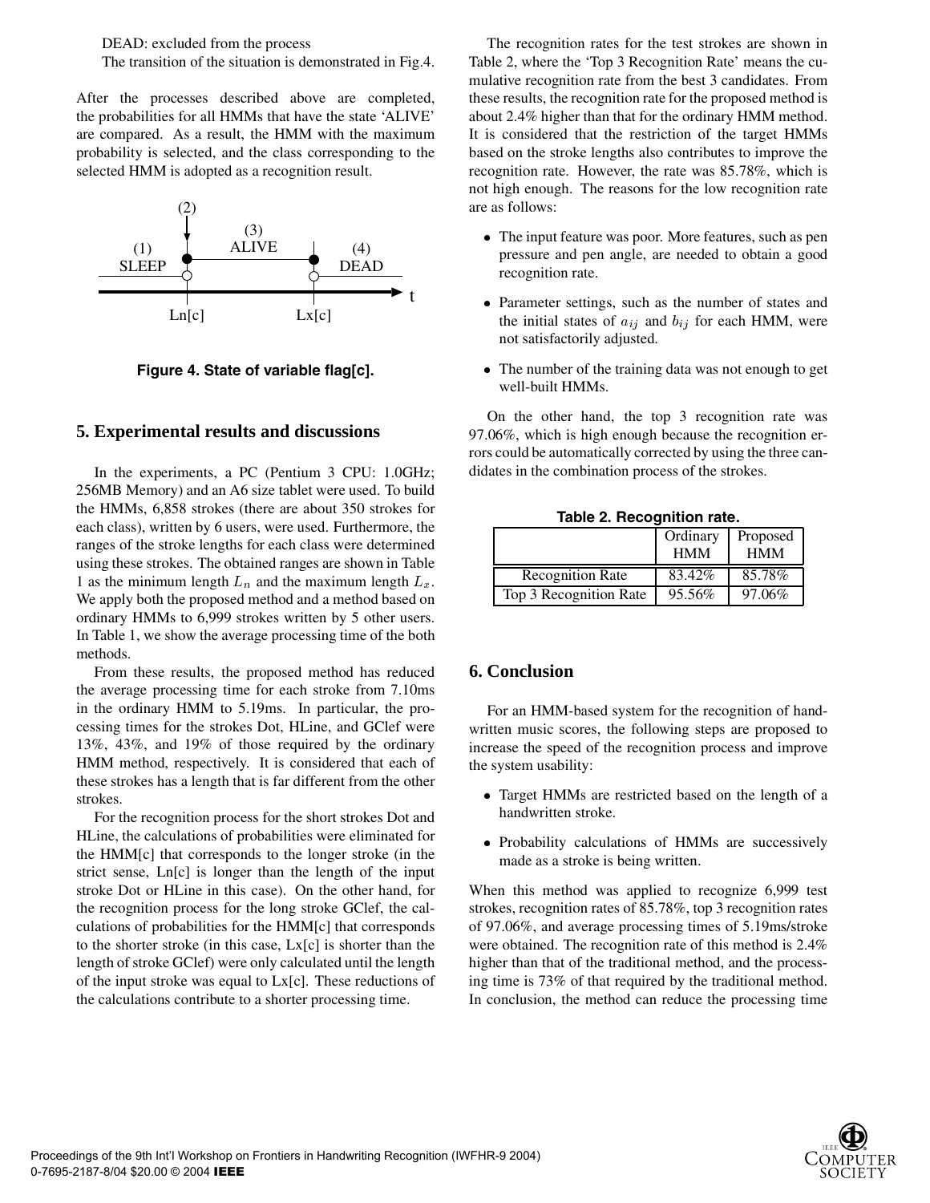DEAD: excluded from the process

The transition of the situation is demonstrated in Fig.4.

After the processes described above are completed, the probabilities for all HMMs that have the state 'ALIVE' are compared. As a result, the HMM with the maximum probability is selected, and the class corresponding to the selected HMM is adopted as a recognition result.

**Figure 4. State of variable flag[c].**

## 5. Experimental results and discussions

In the experiments, a PC (Pentium 3 CPU: 1.0GHz; 256MB Memory) and an A6 size tablet were used. To build the HMMs, 6,858 strokes (there are about 350 strokes for each class), written by 6 users, were used. Furthermore, the ranges of the stroke lengths for each class were determined using these strokes. The obtained ranges are shown in Table 1 as the minimum length $L_n$ and the maximum length $L_x$. We apply both the proposed method and a method based on ordinary HMMs to 6,999 strokes written by 5 other users. In Table 1, we show the average processing time of the both methods.

From these results, the proposed method has reduced the average processing time for each stroke from 7.10ms in the ordinary HMM to 5.19ms. In particular, the processing times for the strokes Dot, HLine, and GClef were 13%, 43%, and 19% of those required by the ordinary HMM method, respectively. It is considered that each of these strokes has a length that is far different from the other strokes.

For the recognition process for the short strokes Dot and HLine, the calculations of probabilities were eliminated for the HMM[c] that corresponds to the longer stroke (in the strict sense, Ln[c] is longer than the length of the input stroke Dot or HLine in this case). On the other hand, for the recognition process for the long stroke GClef, the calculations of probabilities for the HMM[c] that corresponds to the shorter stroke (in this case, Lx[c] is shorter than the length of stroke GClef) were only calculated until the length of the input stroke was equal to Lx[c]. These reductions of the calculations contribute to a shorter processing time.

The recognition rates for the test strokes are shown in Table 2, where the 'Top 3 Recognition Rate' means the cumulative recognition rate from the best 3 candidates. From these results, the recognition rate for the proposed method is about 2.4% higher than that for the ordinary HMM method. It is considered that the restriction of the target HMMs based on the stroke lengths also contributes to improve the recognition rate. However, the rate was 85.78%, which is not high enough. The reasons for the low recognition rate are as follows:

- The input feature was poor. More features, such as pen pressure and pen angle, are needed to obtain a good recognition rate.
- Parameter settings, such as the number of states and the initial states of $a_{ij}$ and $b_{ij}$ for each HMM, were not satisfactorily adjusted.
- The number of the training data was not enough to get well-built HMMs.

On the other hand, the top 3 recognition rate was 97.06%, which is high enough because the recognition errors could be automatically corrected by using the three candidates in the combination process of the strokes.

**Table 2. Recognition rate.**

| | Ordinary HMM | Proposed HMM |
|---|---|---|
| Recognition Rate | 83.42% | 85.78% |
| Top 3 Recognition Rate | 95.56% | 97.06% |

## 6. Conclusion

For an HMM-based system for the recognition of handwritten music scores, the following steps are proposed to increase the speed of the recognition process and improve the system usability:

- Target HMMs are restricted based on the length of a handwritten stroke.
- Probability calculations of HMMs are successively made as a stroke is being written.

When this method was applied to recognize 6,999 test strokes, recognition rates of 85.78%, top 3 recognition rates of 97.06%, and average processing times of 5.19ms/stroke were obtained. The recognition rate of this method is 2.4% higher than that of the traditional method, and the processing time is 73% of that required by the traditional method. In conclusion, the method can reduce the processing time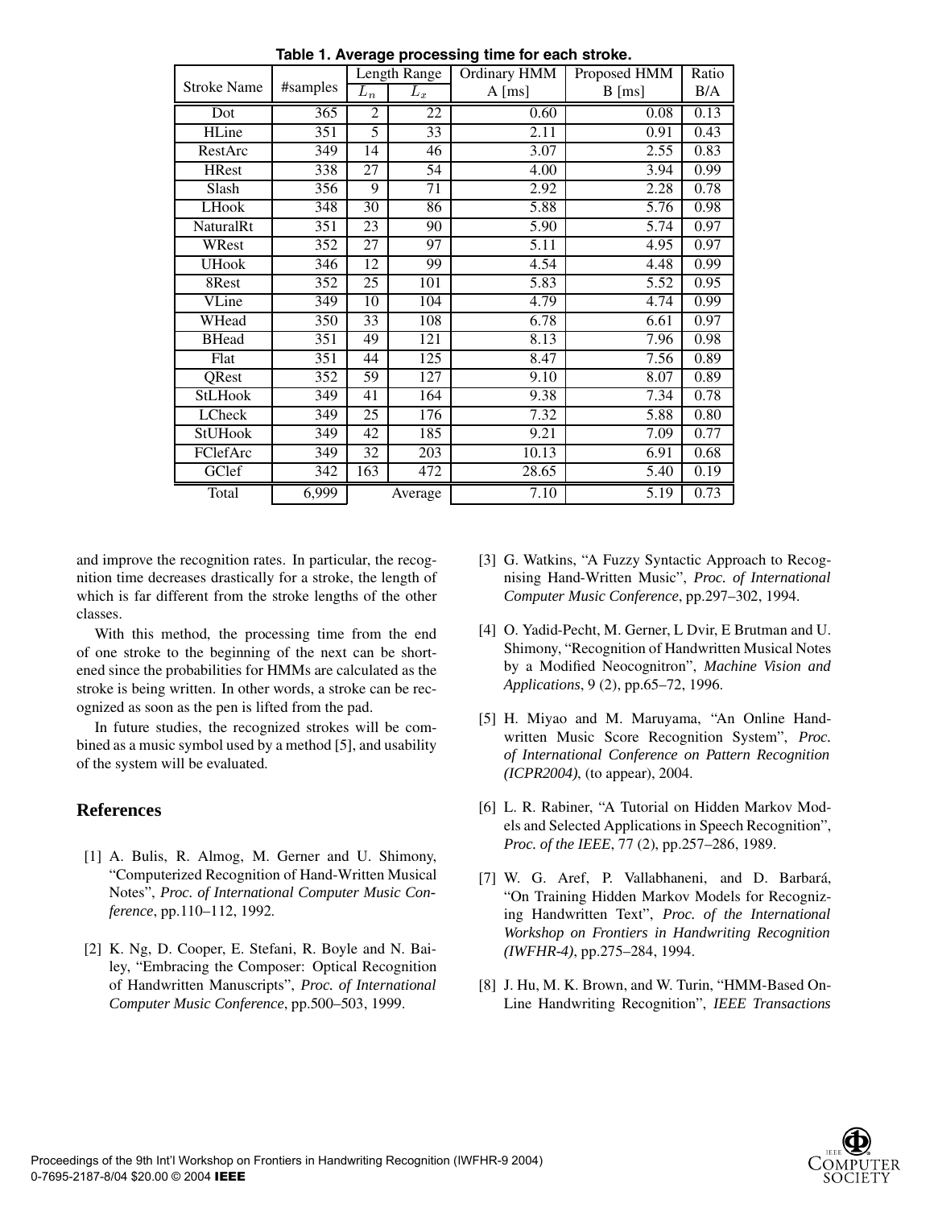**Table 1. Average processing time for each stroke.**

| Stroke Name | #samples | Length Range | | Ordinary HMM | Proposed HMM | Ratio |
|---|---|---|---|---|---|---|
| | | $L_n$ | $L_x$ | A [ms] | B [ms] | B/A |
| Dot | 365 | 2 | 22 | 0.60 | 0.08 | 0.13 |
| HLine | 351 | 5 | 33 | 2.11 | 0.91 | 0.43 |
| RestArc | 349 | 14 | 46 | 3.07 | 2.55 | 0.83 |
| HRest | 338 | 27 | 54 | 4.00 | 3.94 | 0.99 |
| Slash | 356 | 9 | 71 | 2.92 | 2.28 | 0.78 |
| LHook | 348 | 30 | 86 | 5.88 | 5.76 | 0.98 |
| NaturalRt | 351 | 23 | 90 | 5.90 | 5.74 | 0.97 |
| WRest | 352 | 27 | 97 | 5.11 | 4.95 | 0.97 |
| UHook | 346 | 12 | 99 | 4.54 | 4.48 | 0.99 |
| 8Rest | 352 | 25 | 101 | 5.83 | 5.52 | 0.95 |
| VLine | 349 | 10 | 104 | 4.79 | 4.74 | 0.99 |
| WHead | 350 | 33 | 108 | 6.78 | 6.61 | 0.97 |
| BHead | 351 | 49 | 121 | 8.13 | 7.96 | 0.98 |
| Flat | 351 | 44 | 125 | 8.47 | 7.56 | 0.89 |
| QRest | 352 | 59 | 127 | 9.10 | 8.07 | 0.89 |
| StLHook | 349 | 41 | 164 | 9.38 | 7.34 | 0.78 |
| LCheck | 349 | 25 | 176 | 7.32 | 5.88 | 0.80 |
| StUHook | 349 | 42 | 185 | 9.21 | 7.09 | 0.77 |
| FClefArc | 349 | 32 | 203 | 10.13 | 6.91 | 0.68 |
| GClef | 342 | 163 | 472 | 28.65 | 5.40 | 0.19 |
| Total | 6,999 | Average | | 7.10 | 5.19 | 0.73 |

and improve the recognition rates. In particular, the recognition time decreases drastically for a stroke, the length of which is far different from the stroke lengths of the other classes.

With this method, the processing time from the end of one stroke to the beginning of the next can be shortened since the probabilities for HMMs are calculated as the stroke is being written. In other words, a stroke can be recognized as soon as the pen is lifted from the pad.

In future studies, the recognized strokes will be combined as a music symbol used by a method [5], and usability of the system will be evaluated.

## References

[1] A. Bulis, R. Almog, M. Gerner and U. Shimony, "Computerized Recognition of Hand-Written Musical Notes", *Proc. of International Computer Music Conference*, pp.110–112, 1992.

[2] K. Ng, D. Cooper, E. Stefani, R. Boyle and N. Bailey, "Embracing the Composer: Optical Recognition of Handwritten Manuscripts", *Proc. of International Computer Music Conference*, pp.500–503, 1999.

[3] G. Watkins, "A Fuzzy Syntactic Approach to Recognising Hand-Written Music", *Proc. of International Computer Music Conference*, pp.297–302, 1994.

[4] O. Yadid-Pecht, M. Gerner, L Dvir, E Brutman and U. Shimony, "Recognition of Handwritten Musical Notes by a Modified Neocognitron", *Machine Vision and Applications*, 9 (2), pp.65–72, 1996.

[5] H. Miyao and M. Maruyama, "An Online Handwritten Music Score Recognition System", *Proc. of International Conference on Pattern Recognition (ICPR2004)*, (to appear), 2004.

[6] L. R. Rabiner, "A Tutorial on Hidden Markov Models and Selected Applications in Speech Recognition", *Proc. of the IEEE*, 77 (2), pp.257–286, 1989.

[7] W. G. Aref, P. Vallabhaneni, and D. Barbará, "On Training Hidden Markov Models for Recognizing Handwritten Text", *Proc. of the International Workshop on Frontiers in Handwriting Recognition (IWFHR-4)*, pp.275–284, 1994.

[8] J. Hu, M. K. Brown, and W. Turin, "HMM-Based On-Line Handwriting Recognition", *IEEE Transactions*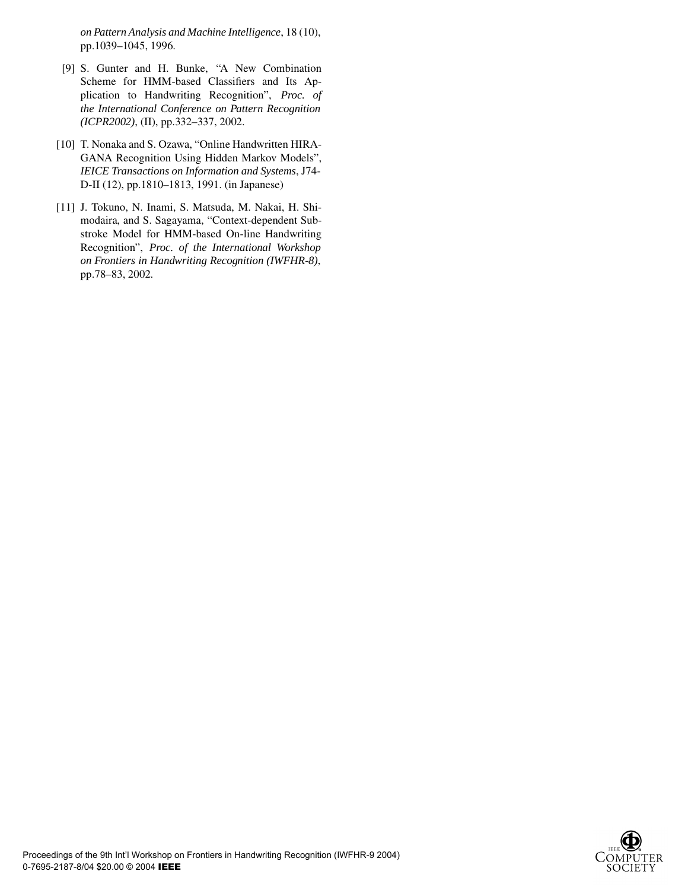*on Pattern Analysis and Machine Intelligence*, 18 (10), pp.1039–1045, 1996.

[9] S. Gunter and H. Bunke, "A New Combination Scheme for HMM-based Classifiers and Its Application to Handwriting Recognition", *Proc. of the International Conference on Pattern Recognition (ICPR2002)*, (II), pp.332–337, 2002.

[10] T. Nonaka and S. Ozawa, "Online Handwritten HIRAGANA Recognition Using Hidden Markov Models", *IEICE Transactions on Information and Systems*, J74-D-II (12), pp.1810–1813, 1991. (in Japanese)

[11] J. Tokuno, N. Inami, S. Matsuda, M. Nakai, H. Shimodaira, and S. Sagayama, "Context-dependent Substroke Model for HMM-based On-line Handwriting Recognition", *Proc. of the International Workshop on Frontiers in Handwriting Recognition (IWFHR-8)*, pp.78–83, 2002.